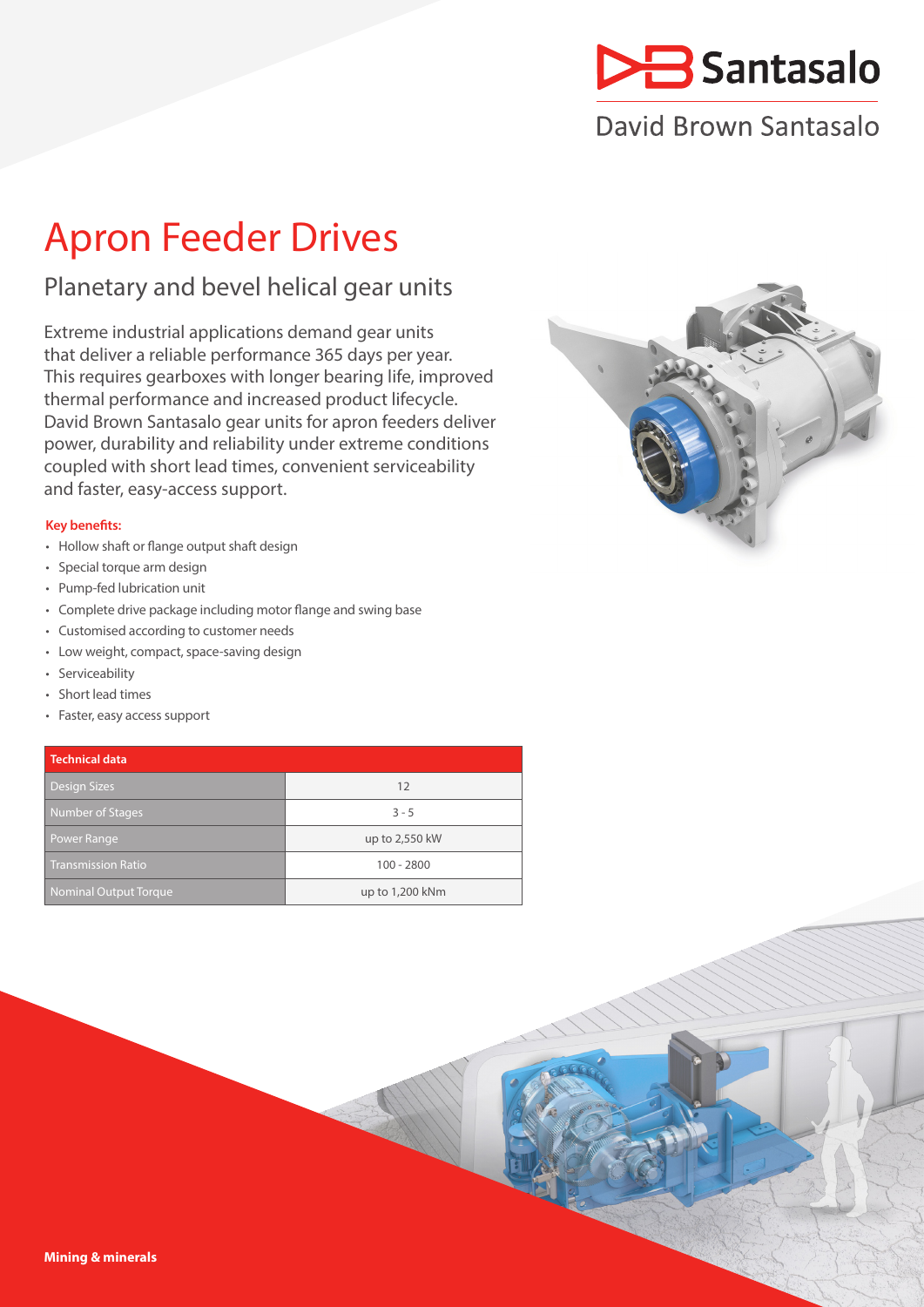Santasalo

David Brown Santasalo

# Apron Feeder Drives

## Planetary and bevel helical gear units

Extreme industrial applications demand gear units that deliver a reliable performance 365 days per year. This requires gearboxes with longer bearing life, improved thermal performance and increased product lifecycle. David Brown Santasalo gear units for apron feeders deliver power, durability and reliability under extreme conditions coupled with short lead times, convenient serviceability and faster, easy-access support.

**Key benefits:**

- Hollow shaft or flange output shaft design
- Special torque arm design
- Pump-fed lubrication unit
- Complete drive package including motor flange and swing base
- Customised according to customer needs
- Low weight, compact, space-saving design
- Serviceability
- Short lead times
- Faster, easy access support

| Technical data | |
|---|---|
| Design Sizes | 12 |
| Number of Stages | 3 - 5 |
| Power Range | up to 2,550 kW |
| Transmission Ratio | 100 - 2800 |
| Nominal Output Torque | up to 1,200 kNm |

**Mining & minerals**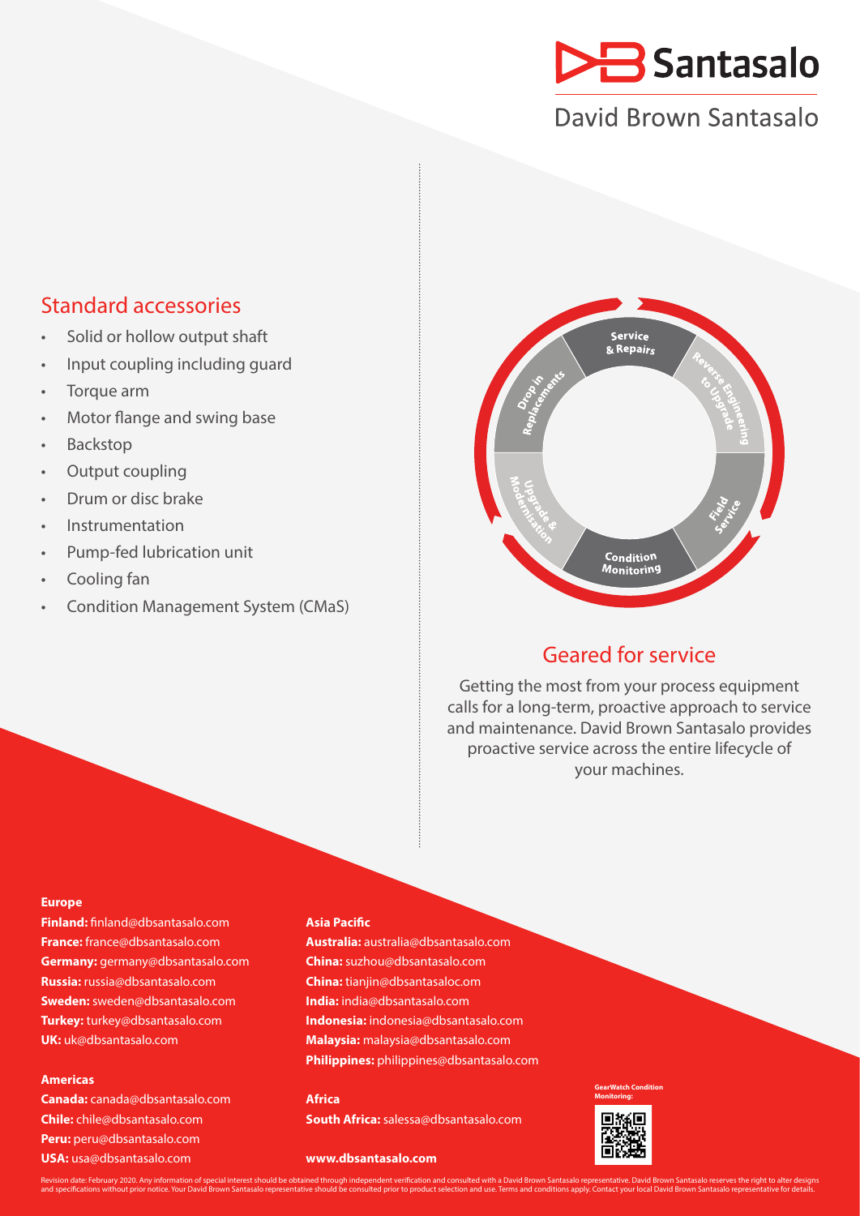# David Brown Santasalo

## Standard accessories

- Solid or hollow output shaft
- Input coupling including guard
- Torque arm
- Motor flange and swing base
- Backstop
- Output coupling
- Drum or disc brake
- Instrumentation
- Pump-fed lubrication unit
- Cooling fan
- Condition Management System (CMaS)

Service & Repairs
Reverse Engineering to Upgrade
Field Service
Condition Monitoring
Upgrade & Modernisation
Drop in Replacements

## Geared for service

Getting the most from your process equipment calls for a long-term, proactive approach to service and maintenance. David Brown Santasalo provides proactive service across the entire lifecycle of your machines.

**Europe**

**Finland:** finland@dbsantasalo.com
**France:** france@dbsantasalo.com
**Germany:** germany@dbsantasalo.com
**Russia:** russia@dbsantasalo.com
**Sweden:** sweden@dbsantasalo.com
**Turkey:** turkey@dbsantasalo.com
**UK:** uk@dbsantasalo.com

**Americas**

**Canada:** canada@dbsantasalo.com
**Chile:** chile@dbsantasalo.com
**Peru:** peru@dbsantasalo.com
**USA:** usa@dbsantasalo.com

**Asia Pacific**

**Australia:** australia@dbsantasalo.com
**China:** suzhou@dbsantasalo.com
**China:** tianjin@dbsantasaloc.om
**India:** india@dbsantasalo.com
**Indonesia:** indonesia@dbsantasalo.com
**Malaysia:** malaysia@dbsantasalo.com
**Philippines:** philippines@dbsantasalo.com

**Africa**

**South Africa:** salessa@dbsantasalo.com

**www.dbsantasalo.com**

**GearWatch Condition Monitoring:**

Revision date: February 2020. Any information of special interest should be obtained through independent verification and consulted with a David Brown Santasalo representative. David Brown Santasalo reserves the right to alter designs and specifications without prior notice. Your David Brown Santasalo representative should be consulted prior to product selection and use. Terms and conditions apply. Contact your local David Brown Santasalo representative for details.